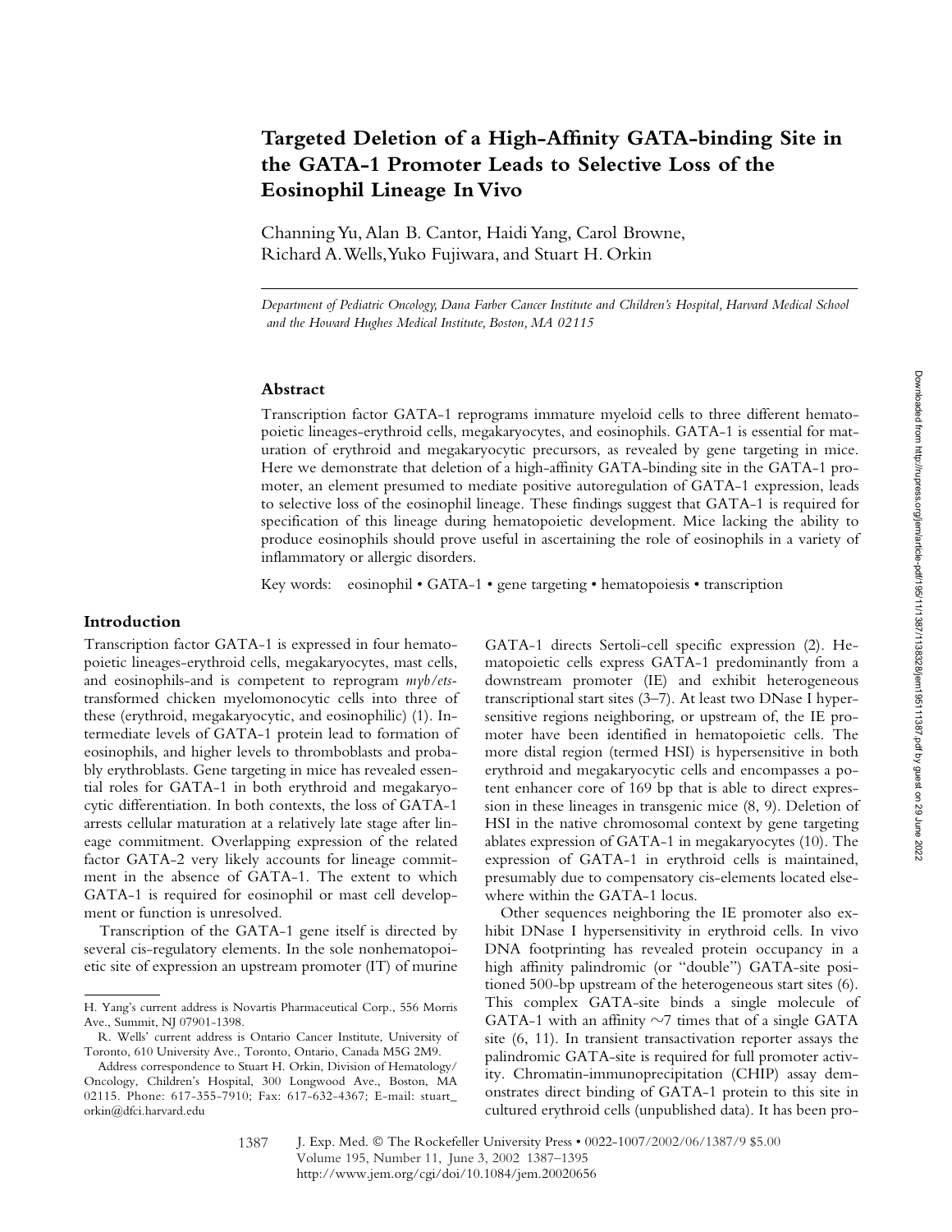# Targeted Deletion of a High-Affinity GATA-binding Site in the GATA-1 Promoter Leads to Selective Loss of the Eosinophil Lineage In Vivo

Channing Yu, Alan B. Cantor, Haidi Yang, Carol Browne, Richard A. Wells, Yuko Fujiwara, and Stuart H. Orkin

*Department of Pediatric Oncology, Dana Farber Cancer Institute and Children's Hospital, Harvard Medical School and the Howard Hughes Medical Institute, Boston, MA 02115*

## Abstract

Transcription factor GATA-1 reprograms immature myeloid cells to three different hematopoietic lineages-erythroid cells, megakaryocytes, and eosinophils. GATA-1 is essential for maturation of erythroid and megakaryocytic precursors, as revealed by gene targeting in mice. Here we demonstrate that deletion of a high-affinity GATA-binding site in the GATA-1 promoter, an element presumed to mediate positive autoregulation of GATA-1 expression, leads to selective loss of the eosinophil lineage. These findings suggest that GATA-1 is required for specification of this lineage during hematopoietic development. Mice lacking the ability to produce eosinophils should prove useful in ascertaining the role of eosinophils in a variety of inflammatory or allergic disorders.

Key words: eosinophil • GATA-1 • gene targeting • hematopoiesis • transcription

## Introduction

Transcription factor GATA-1 is expressed in four hematopoietic lineages-erythroid cells, megakaryocytes, mast cells, and eosinophils-and is competent to reprogram *myb/ets*-transformed chicken myelomonocytic cells into three of these (erythroid, megakaryocytic, and eosinophilic) (1). Intermediate levels of GATA-1 protein lead to formation of eosinophils, and higher levels to thromboblasts and probably erythroblasts. Gene targeting in mice has revealed essential roles for GATA-1 in both erythroid and megakaryocytic differentiation. In both contexts, the loss of GATA-1 arrests cellular maturation at a relatively late stage after lineage commitment. Overlapping expression of the related factor GATA-2 very likely accounts for lineage commitment in the absence of GATA-1. The extent to which GATA-1 is required for eosinophil or mast cell development or function is unresolved.

Transcription of the GATA-1 gene itself is directed by several cis-regulatory elements. In the sole nonhematopoietic site of expression an upstream promoter (IT) of murine GATA-1 directs Sertoli-cell specific expression (2). Hematopoietic cells express GATA-1 predominantly from a downstream promoter (IE) and exhibit heterogeneous transcriptional start sites (3–7). At least two DNase I hypersensitive regions neighboring, or upstream of, the IE promoter have been identified in hematopoietic cells. The more distal region (termed HSI) is hypersensitive in both erythroid and megakaryocytic cells and encompasses a potent enhancer core of 169 bp that is able to direct expression in these lineages in transgenic mice (8, 9). Deletion of HSI in the native chromosomal context by gene targeting ablates expression of GATA-1 in megakaryocytes (10). The expression of GATA-1 in erythroid cells is maintained, presumably due to compensatory cis-elements located elsewhere within the GATA-1 locus.

Other sequences neighboring the IE promoter also exhibit DNase I hypersensitivity in erythroid cells. In vivo DNA footprinting has revealed protein occupancy in a high affinity palindromic (or "double") GATA-site positioned 500-bp upstream of the heterogeneous start sites (6). This complex GATA-site binds a single molecule of GATA-1 with an affinity ~7 times that of a single GATA site (6, 11). In transient transactivation reporter assays the palindromic GATA-site is required for full promoter activity. Chromatin-immunoprecipitation (CHIP) assay demonstrates direct binding of GATA-1 protein to this site in cultured erythroid cells (unpublished data). It has been pro-

---

H. Yang's current address is Novartis Pharmaceutical Corp., 556 Morris Ave., Summit, NJ 07901-1398.

R. Wells' current address is Ontario Cancer Institute, University of Toronto, 610 University Ave., Toronto, Ontario, Canada M5G 2M9.

Address correspondence to Stuart H. Orkin, Division of Hematology/Oncology, Children's Hospital, 300 Longwood Ave., Boston, MA 02115. Phone: 617-355-7910; Fax: 617-632-4367; E-mail: stuart_orkin@dfci.harvard.edu

J. Exp. Med. © The Rockefeller University Press • 0022-1007/2002/06/1387/9 $5.00
http://www.jem.org/cgi/doi/10.1084/jem.20020656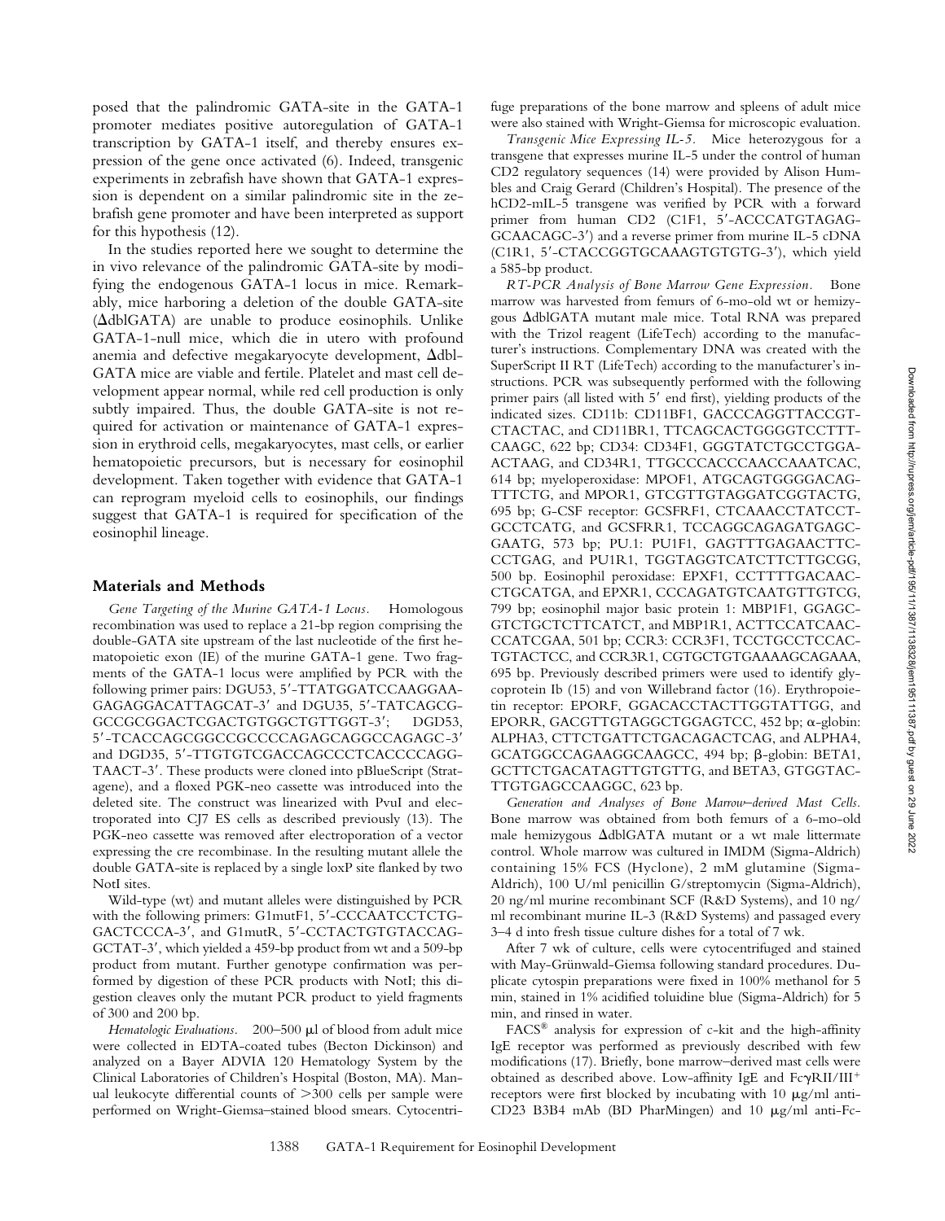posed that the palindromic GATA-site in the GATA-1 promoter mediates positive autoregulation of GATA-1 transcription by GATA-1 itself, and thereby ensures expression of the gene once activated (6). Indeed, transgenic experiments in zebrafish have shown that GATA-1 expression is dependent on a similar palindromic site in the zebrafish gene promoter and have been interpreted as support for this hypothesis (12).

In the studies reported here we sought to determine the in vivo relevance of the palindromic GATA-site by modifying the endogenous GATA-1 locus in mice. Remarkably, mice harboring a deletion of the double GATA-site (ΔdblGATA) are unable to produce eosinophils. Unlike GATA-1-null mice, which die in utero with profound anemia and defective megakaryocyte development, ΔdblGATA mice are viable and fertile. Platelet and mast cell development appear normal, while red cell production is only subtly impaired. Thus, the double GATA-site is not required for activation or maintenance of GATA-1 expression in erythroid cells, megakaryocytes, mast cells, or earlier hematopoietic precursors, but is necessary for eosinophil development. Taken together with evidence that GATA-1 can reprogram myeloid cells to eosinophils, our findings suggest that GATA-1 is required for specification of the eosinophil lineage.

## Materials and Methods

*Gene Targeting of the Murine GATA-1 Locus.* Homologous recombination was used to replace a 21-bp region comprising the double-GATA site upstream of the last nucleotide of the first hematopoietic exon (IE) of the murine GATA-1 gene. Two fragments of the GATA-1 locus were amplified by PCR with the following primer pairs: DGU53, 5′-TTATGGATCCAAGGAAGAGAGGACATTAGCAT-3′ and DGU35, 5′-TATCAGCGGCCGCGGACTCGACTGTGGCTGTTGGT-3′; DGD53, 5′-TCACCAGCGGCCGCCCCAGAGCAGGCCAGAGC-3′ and DGD35, 5′-TTGTGTCGACCAGCCCTCACCCCAGGTAACT-3′. These products were cloned into pBlueScript (Stratagene), and a floxed PGK-neo cassette was introduced into the deleted site. The construct was linearized with PvuI and electroporated into CJ7 ES cells as described previously (13). The PGK-neo cassette was removed after electroporation of a vector expressing the cre recombinase. In the resulting mutant allele the double GATA-site is replaced by a single loxP site flanked by two NotI sites.

Wild-type (wt) and mutant alleles were distinguished by PCR with the following primers: G1mutF1, 5′-CCCAATCCTCTGGACTCCCA-3′, and G1mutR, 5′-CCTACTGTGTACCAGGCTAT-3′, which yielded a 459-bp product from wt and a 509-bp product from mutant. Further genotype confirmation was performed by digestion of these PCR products with NotI; this digestion cleaves only the mutant PCR product to yield fragments of 300 and 200 bp.

*Hematologic Evaluations.* 200–500 μl of blood from adult mice were collected in EDTA-coated tubes (Becton Dickinson) and analyzed on a Bayer ADVIA 120 Hematology System by the Clinical Laboratories of Children's Hospital (Boston, MA). Manual leukocyte differential counts of >300 cells per sample were performed on Wright-Giemsa–stained blood smears. Cytocentrifuge preparations of the bone marrow and spleens of adult mice were also stained with Wright-Giemsa for microscopic evaluation.

*Transgenic Mice Expressing IL-5.* Mice heterozygous for a transgene that expresses murine IL-5 under the control of human CD2 regulatory sequences (14) were provided by Alison Humbles and Craig Gerard (Children's Hospital). The presence of the hCD2-mIL-5 transgene was verified by PCR with a forward primer from human CD2 (C1F1, 5′-ACCCATGTAGAGGCAACAGC-3′) and a reverse primer from murine IL-5 cDNA (C1R1, 5′-CTACCGGTGCAAAGTGTGTG-3′), which yield a 585-bp product.

*RT-PCR Analysis of Bone Marrow Gene Expression.* Bone marrow was harvested from femurs of 6-mo-old wt or hemizygous ΔdblGATA mutant male mice. Total RNA was prepared with the Trizol reagent (LifeTech) according to the manufacturer's instructions. Complementary DNA was created with the SuperScript II RT (LifeTech) according to the manufacturer's instructions. PCR was subsequently performed with the following primer pairs (all listed with 5′ end first), yielding products of the indicated sizes. CD11b: CD11BF1, GACCCAGGTTACCGTCTACTAC, and CD11BR1, TTCAGCACTGGGGTCCTTTCAAGC, 622 bp; CD34: CD34F1, GGGTATCTGCCTGGAACTAAG, and CD34R1, TTGCCCACCCAACCAAATCAC, 614 bp; myeloperoxidase: MPOF1, ATGCAGTGGGGACAGTTTCTG, and MPOR1, GTCGTTGTAGGATCGGTACTG, 695 bp; G-CSF receptor: GCSFRF1, CTCAAACCTATCCTGCCTCATG, and GCSFRR1, TCCAGGCAGAGATGAGCGAATG, 573 bp; PU.1: PU1F1, GAGTTTGAGAACTTCCCTGAG, and PU1R1, TGGTAGGTCATCTTCTTGCGG, 500 bp. Eosinophil peroxidase: EPXF1, CCTTTTGACAACCTGCATGA, and EPXR1, CCCAGATGTCAATGTTGTCG, 799 bp; eosinophil major basic protein 1: MBP1F1, GGAGCGTCTGCTCTTCATCT, and MBP1R1, ACTTCCATCAACCCATCGAA, 501 bp; CCR3: CCR3F1, TCCTGCCTCCACTGTACTCC, and CCR3R1, CGTGCTGTGAAAAGCAGAAA, 695 bp. Previously described primers were used to identify glycoprotein Ib (15) and von Willebrand factor (16). Erythropoietin receptor: EPORF, GGACACCTACTTGGTATTGG, and EPORR, GACGTTGTAGGCTGGAGTCC, 452 bp; α-globin: ALPHA3, CTTCTGATTCTGACAGACTCAG, and ALPHA4, GCATGGCCAGAAGGCAAGCC, 494 bp; β-globin: BETA1, GCTTCTGACATAGTTGTGTTG, and BETA3, GTGGTACTTGTGAGCCAAGGC, 623 bp.

*Generation and Analyses of Bone Marrow–derived Mast Cells.* Bone marrow was obtained from both femurs of a 6-mo-old male hemizygous ΔdblGATA mutant or a wt male littermate control. Whole marrow was cultured in IMDM (Sigma-Aldrich) containing 15% FCS (Hyclone), 2 mM glutamine (Sigma-Aldrich), 100 U/ml penicillin G/streptomycin (Sigma-Aldrich), 20 ng/ml murine recombinant SCF (R&D Systems), and 10 ng/ml recombinant murine IL-3 (R&D Systems) and passaged every 3–4 d into fresh tissue culture dishes for a total of 7 wk.

After 7 wk of culture, cells were cytocentrifuged and stained with May-Grünwald-Giemsa following standard procedures. Duplicate cytospin preparations were fixed in 100% methanol for 5 min, stained in 1% acidified toluidine blue (Sigma-Aldrich) for 5 min, and rinsed in water.

FACS® analysis for expression of c-kit and the high-affinity IgE receptor was performed as previously described with few modifications (17). Briefly, bone marrow–derived mast cells were obtained as described above. Low-affinity IgE and FcγRII/III$^{+}$ receptors were first blocked by incubating with 10 μg/ml anti-CD23 B3B4 mAb (BD PharMingen) and 10 μg/ml anti-Fc-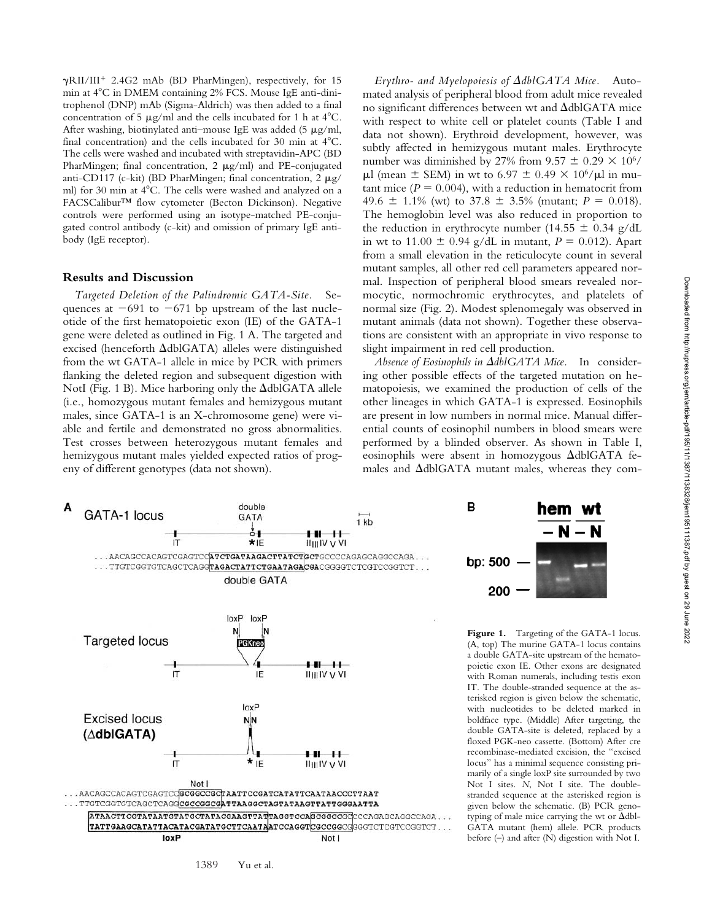γRII/III[+] 2.4G2 mAb (BD PharMingen), respectively, for 15 min at 4°C in DMEM containing 2% FCS. Mouse IgE anti-dinitrophenol (DNP) mAb (Sigma-Aldrich) was then added to a final concentration of 5 μg/ml and the cells incubated for 1 h at 4°C. After washing, biotinylated anti–mouse IgE was added (5 μg/ml, final concentration) and the cells incubated for 30 min at 4°C. The cells were washed and incubated with streptavidin-APC (BD PharMingen; final concentration, 2 μg/ml) and PE-conjugated anti-CD117 (c-kit) (BD PharMingen; final concentration, 2 μg/ml) for 30 min at 4°C. The cells were washed and analyzed on a FACSCalibur™ flow cytometer (Becton Dickinson). Negative controls were performed using an isotype-matched PE-conjugated control antibody (c-kit) and omission of primary IgE antibody (IgE receptor).

## Results and Discussion

*Targeted Deletion of the Palindromic GATA-Site.* Sequences at −691 to −671 bp upstream of the last nucleotide of the first hematopoietic exon (IE) of the GATA-1 gene were deleted as outlined in Fig. 1 A. The targeted and excised (henceforth ΔdblGATA) alleles were distinguished from the wt GATA-1 allele in mice by PCR with primers flanking the deleted region and subsequent digestion with NotI (Fig. 1 B). Mice harboring only the ΔdblGATA allele (i.e., homozygous mutant females and hemizygous mutant males, since GATA-1 is an X-chromosome gene) were viable and fertile and demonstrated no gross abnormalities. Test crosses between heterozygous mutant females and hemizygous mutant males yielded expected ratios of progeny of different genotypes (data not shown).

*Erythro- and Myelopoiesis of ΔdblGATA Mice.* Automated analysis of peripheral blood from adult mice revealed no significant differences between wt and ΔdblGATA mice with respect to white cell or platelet counts (Table I and data not shown). Erythroid development, however, was subtly affected in hemizygous mutant males. Erythrocyte number was diminished by 27% from $9.57 \pm 0.29 \times 10^6$/μl (mean ± SEM) in wt to $6.97 \pm 0.49 \times 10^6$/μl in mutant mice ($P = 0.004$), with a reduction in hematocrit from 49.6 ± 1.1% (wt) to 37.8 ± 3.5% (mutant; $P = 0.018$). The hemoglobin level was also reduced in proportion to the reduction in erythrocyte number (14.55 ± 0.34 g/dL in wt to 11.00 ± 0.94 g/dL in mutant, $P = 0.012$). Apart from a small elevation in the reticulocyte count in several mutant samples, all other red cell parameters appeared normal. Inspection of peripheral blood smears revealed normocytic, normochromic erythrocytes, and platelets of normal size (Fig. 2). Modest splenomegaly was observed in mutant animals (data not shown). Together these observations are consistent with an appropriate in vivo response to slight impairment in red cell production.

*Absence of Eosinophils in ΔdblGATA Mice.* In considering other possible effects of the targeted mutation on hematopoiesis, we examined the production of cells of the other lineages in which GATA-1 is expressed. Eosinophils are present in low numbers in normal mice. Manual differential counts of eosinophil numbers in blood smears were performed by a blinded observer. As shown in Table I, eosinophils were absent in homozygous ΔdblGATA females and ΔdblGATA mutant males, whereas they com-

A

GATA-1 locus

double GATA

1 kb

IT *IE II III IV V VI

...AACAGCCACAGTCGAGTCCATCTGATAAGACTTATCTGCTGCCCCAGAGCAGGCCAGA...
...TTGTCGGTGTCAGCTCAGGTAGACTATTCTGAATAGACGACGGGGTCTCGTCCGGTCT...

double GATA

Targeted locus

loxP loxP
N N
PGKneo

IT IE II III IV V VI

Excised locus (ΔdblGATA)

loxP
N N

IT *IE II III IV V VI

Not I

...AACAGCCACAGTCGAGTCCGCGGCCGCTAATTCCGATCATATTCAATAACCCTTAAT
...TTGTCGGTGTCAGCTCAGGCGCCGGCGATTAAGGCTAGTATAAGTTATTGGGAATTA

ATAACTTCGTATAATGTATGCTATACGAAGTTATTAGGTCCAGCGGCCGCCCCAGAGCAGGCCAGA...
TATTGAAGCATATTACATACGATATGCTTCAATAATCCAGGTCGCCGGCGGGGTCTCGTCCGGTCT...

loxP Not I

B

hem wt
− N − N

bp: 500 —
200 —

**Figure 1.** Targeting of the GATA-1 locus. (A, top) The murine GATA-1 locus contains a double GATA-site upstream of the hematopoietic exon IE. Other exons are designated with Roman numerals, including testis exon IT. The double-stranded sequence at the asterisked region is given below the schematic, with nucleotides to be deleted marked in boldface type. (Middle) After targeting, the double GATA-site is deleted, replaced by a floxed PGK-neo cassette. (Bottom) After cre recombinase-mediated excision, the "excised locus" has a minimal sequence consisting primarily of a single loxP site surrounded by two Not I sites. *N*, Not I site. The double-stranded sequence at the asterisked region is given below the schematic. (B) PCR genotyping of male mice carrying the wt or ΔdblGATA mutant (hem) allele. PCR products before (−) and after (N) digestion with Not I.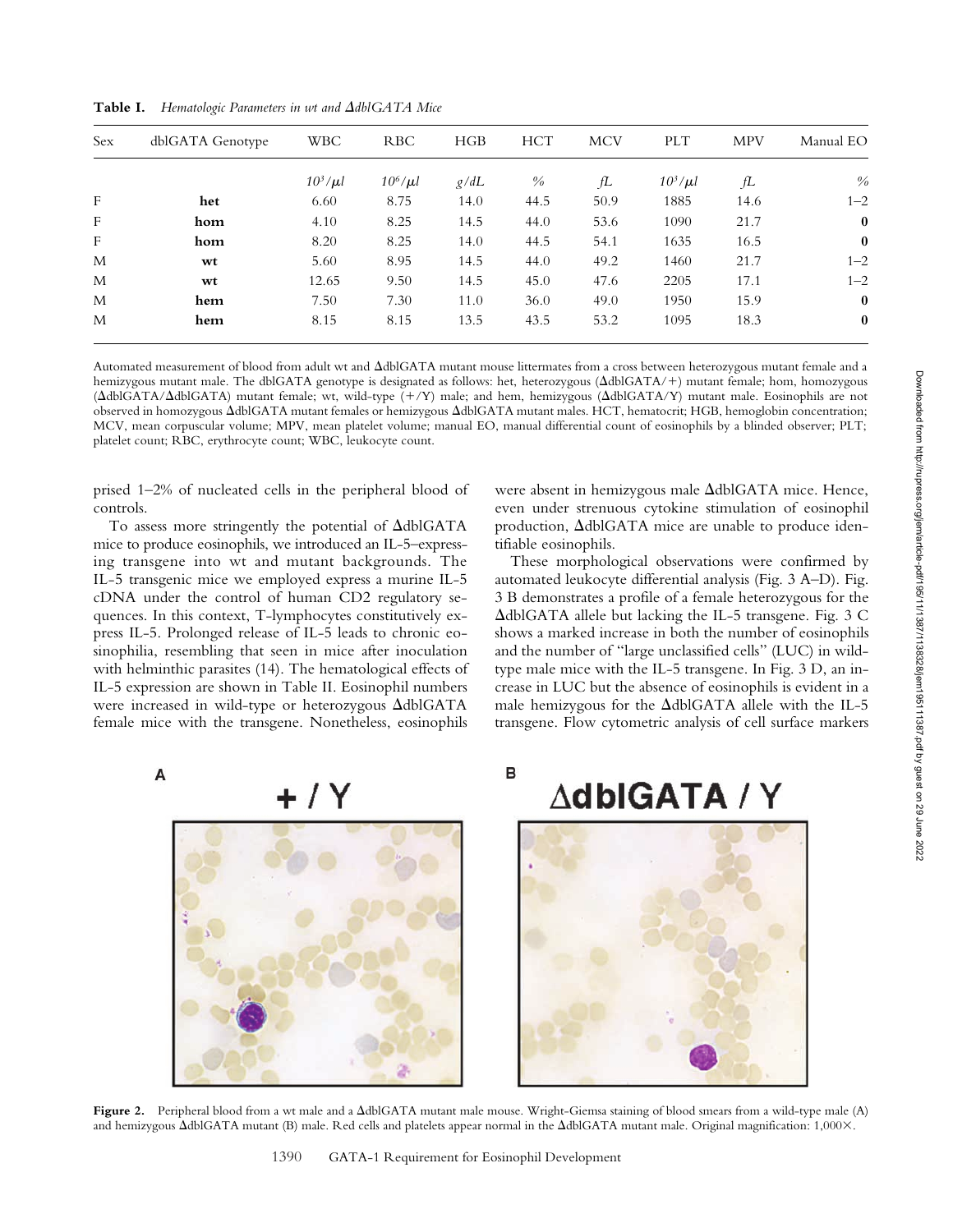**Table I.** *Hematologic Parameters in wt and ΔdblGATA Mice*

| Sex | dblGATA Genotype | WBC | RBC | HGB | HCT | MCV | PLT | MPV | Manual EO |
|---|---|---|---|---|---|---|---|---|---|
| | | $10^3/\mu l$ | $10^6/\mu l$ | *g/dL* | *%* | *fL* | $10^3/\mu l$ | *fL* | *%* |
| F | **het** | 6.60 | 8.75 | 14.0 | 44.5 | 50.9 | 1885 | 14.6 | 1–2 |
| F | **hom** | 4.10 | 8.25 | 14.5 | 44.0 | 53.6 | 1090 | 21.7 | **0** |
| F | **hom** | 8.20 | 8.25 | 14.0 | 44.5 | 54.1 | 1635 | 16.5 | **0** |
| M | **wt** | 5.60 | 8.95 | 14.5 | 44.0 | 49.2 | 1460 | 21.7 | 1–2 |
| M | **wt** | 12.65 | 9.50 | 14.5 | 45.0 | 47.6 | 2205 | 17.1 | 1–2 |
| M | **hem** | 7.50 | 7.30 | 11.0 | 36.0 | 49.0 | 1950 | 15.9 | **0** |
| M | **hem** | 8.15 | 8.15 | 13.5 | 43.5 | 53.2 | 1095 | 18.3 | **0** |

Automated measurement of blood from adult wt and ΔdblGATA mutant mouse littermates from a cross between heterozygous mutant female and a hemizygous mutant male. The dblGATA genotype is designated as follows: het, heterozygous (ΔdblGATA/+) mutant female; hom, homozygous (ΔdblGATA/ΔdblGATA) mutant female; wt, wild-type (+/Y) male; and hem, hemizygous (ΔdblGATA/Y) mutant male. Eosinophils are not observed in homozygous ΔdblGATA mutant females or hemizygous ΔdblGATA mutant males. HCT, hematocrit; HGB, hemoglobin concentration; MCV, mean corpuscular volume; MPV, mean platelet volume; manual EO, manual differential count of eosinophils by a blinded observer; PLT; platelet count; RBC, erythrocyte count; WBC, leukocyte count.

prised 1–2% of nucleated cells in the peripheral blood of controls.

To assess more stringently the potential of ΔdblGATA mice to produce eosinophils, we introduced an IL-5–expressing transgene into wt and mutant backgrounds. The IL-5 transgenic mice we employed express a murine IL-5 cDNA under the control of human CD2 regulatory sequences. In this context, T-lymphocytes constitutively express IL-5. Prolonged release of IL-5 leads to chronic eosinophilia, resembling that seen in mice after inoculation with helminthic parasites (14). The hematological effects of IL-5 expression are shown in Table II. Eosinophil numbers were increased in wild-type or heterozygous ΔdblGATA female mice with the transgene. Nonetheless, eosinophils were absent in hemizygous male ΔdblGATA mice. Hence, even under strenuous cytokine stimulation of eosinophil production, ΔdblGATA mice are unable to produce identifiable eosinophils.

These morphological observations were confirmed by automated leukocyte differential analysis (Fig. 3 A–D). Fig. 3 B demonstrates a profile of a female heterozygous for the ΔdblGATA allele but lacking the IL-5 transgene. Fig. 3 C shows a marked increase in both the number of eosinophils and the number of "large unclassified cells" (LUC) in wild-type male mice with the IL-5 transgene. In Fig. 3 D, an increase in LUC but the absence of eosinophils is evident in a male hemizygous for the ΔdblGATA allele with the IL-5 transgene. Flow cytometric analysis of cell surface markers

A

+ / Y

B

ΔdblGATA / Y

**Figure 2.** Peripheral blood from a wt male and a ΔdblGATA mutant male mouse. Wright-Giemsa staining of blood smears from a wild-type male (A) and hemizygous ΔdblGATA mutant (B) male. Red cells and platelets appear normal in the ΔdblGATA mutant male. Original magnification: 1,000×.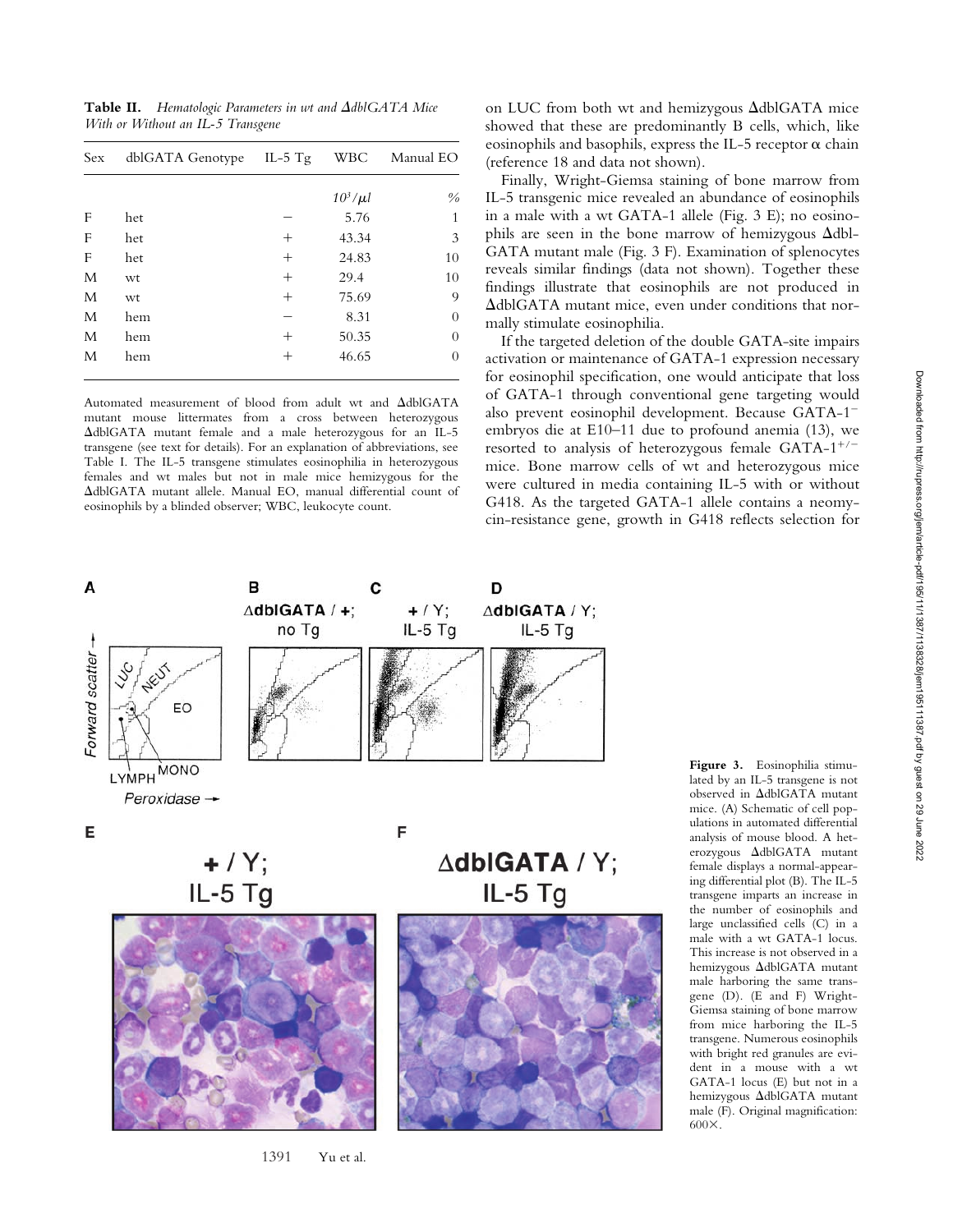**Table II.** *Hematologic Parameters in wt and ΔdblGATA Mice With or Without an IL-5 Transgene*

| Sex | dblGATA Genotype | IL-5 Tg | WBC | Manual EO |
|---|---|---|---|---|
| | | | $10^3/\mu l$ | % |
| F | het | − | 5.76 | 1 |
| F | het | + | 43.34 | 3 |
| F | het | + | 24.83 | 10 |
| M | wt | + | 29.4 | 10 |
| M | wt | + | 75.69 | 9 |
| M | hem | − | 8.31 | 0 |
| M | hem | + | 50.35 | 0 |
| M | hem | + | 46.65 | 0 |

Automated measurement of blood from adult wt and ΔdblGATA mutant mouse littermates from a cross between heterozygous ΔdblGATA mutant female and a male heterozygous for an IL-5 transgene (see text for details). For an explanation of abbreviations, see Table I. The IL-5 transgene stimulates eosinophilia in heterozygous females and wt males but not in male mice hemizygous for the ΔdblGATA mutant allele. Manual EO, manual differential count of eosinophils by a blinded observer; WBC, leukocyte count.

on LUC from both wt and hemizygous ΔdblGATA mice showed that these are predominantly B cells, which, like eosinophils and basophils, express the IL-5 receptor α chain (reference 18 and data not shown).

Finally, Wright-Giemsa staining of bone marrow from IL-5 transgenic mice revealed an abundance of eosinophils in a male with a wt GATA-1 allele (Fig. 3 E); no eosinophils are seen in the bone marrow of hemizygous ΔdblGATA mutant male (Fig. 3 F). Examination of splenocytes reveals similar findings (data not shown). Together these findings illustrate that eosinophils are not produced in ΔdblGATA mutant mice, even under conditions that normally stimulate eosinophilia.

If the targeted deletion of the double GATA-site impairs activation or maintenance of GATA-1 expression necessary for eosinophil specification, one would anticipate that loss of GATA-1 through conventional gene targeting would also prevent eosinophil development. Because GATA-1$^{-}$ embryos die at E10–11 due to profound anemia (13), we resorted to analysis of heterozygous female GATA-1$^{+/-}$ mice. Bone marrow cells of wt and heterozygous mice were cultured in media containing IL-5 with or without G418. As the targeted GATA-1 allele contains a neomycin-resistance gene, growth in G418 reflects selection for

A

Forward scatter

LUC

NEUT

EO

LYMPH

MONO

Peroxidase

B

ΔdblGATA / +;

no Tg

C

+ / Y;

IL-5 Tg

D

ΔdblGATA / Y;

IL-5 Tg

E

+ / Y;

IL-5 Tg

F

ΔdblGATA / Y;

IL-5 Tg

**Figure 3.** Eosinophilia stimulated by an IL-5 transgene is not observed in ΔdblGATA mutant mice. (A) Schematic of cell populations in automated differential analysis of mouse blood. A heterozygous ΔdblGATA mutant female displays a normal-appearing differential plot (B). The IL-5 transgene imparts an increase in the number of eosinophils and large unclassified cells (C) in a male with a wt GATA-1 locus. This increase is not observed in a hemizygous ΔdblGATA mutant male harboring the same transgene (D). (E and F) Wright-Giemsa staining of bone marrow from mice harboring the IL-5 transgene. Numerous eosinophils with bright red granules are evident in a mouse with a wt GATA-1 locus (E) but not in a hemizygous ΔdblGATA mutant male (F). Original magnification: 600×.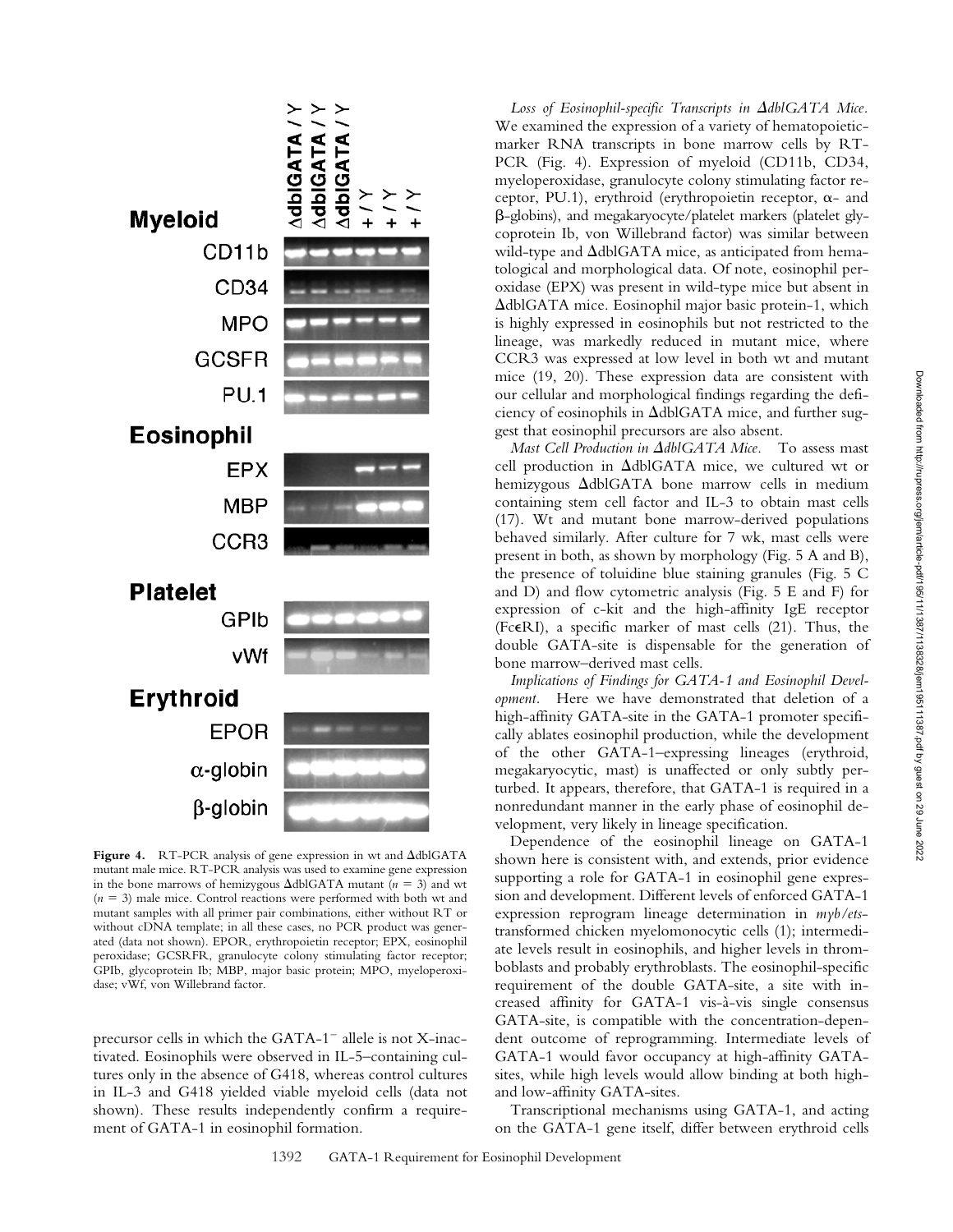Myeloid

CD11b

CD34

MPO

GCSFR

PU.1

Eosinophil

EPX

MBP

CCR3

Platelet

GPIb

vWf

Erythroid

EPOR

α-globin

β-globin

ΔdblGATA / Y

ΔdblGATA / Y

ΔdblGATA / Y

+ / Y

+ / Y

+ / Y

**Figure 4.** RT-PCR analysis of gene expression in wt and ΔdblGATA mutant male mice. RT-PCR analysis was used to examine gene expression in the bone marrows of hemizygous ΔdblGATA mutant ($n = 3$) and wt ($n = 3$) male mice. Control reactions were performed with both wt and mutant samples with all primer pair combinations, either without RT or without cDNA template; in all these cases, no PCR product was generated (data not shown). EPOR, erythropoietin receptor; EPX, eosinophil peroxidase; GCSRFR, granulocyte colony stimulating factor receptor; GPIb, glycoprotein Ib; MBP, major basic protein; MPO, myeloperoxidase; vWf, von Willebrand factor.

precursor cells in which the GATA-1$^-$ allele is not X-inactivated. Eosinophils were observed in IL-5–containing cultures only in the absence of G418, whereas control cultures in IL-3 and G418 yielded viable myeloid cells (data not shown). These results independently confirm a requirement of GATA-1 in eosinophil formation.

*Loss of Eosinophil-specific Transcripts in ΔdblGATA Mice.* We examined the expression of a variety of hematopoietic-marker RNA transcripts in bone marrow cells by RT-PCR (Fig. 4). Expression of myeloid (CD11b, CD34, myeloperoxidase, granulocyte colony stimulating factor receptor, PU.1), erythroid (erythropoietin receptor, α- and β-globins), and megakaryocyte/platelet markers (platelet glycoprotein Ib, von Willebrand factor) was similar between wild-type and ΔdblGATA mice, as anticipated from hematological and morphological data. Of note, eosinophil peroxidase (EPX) was present in wild-type mice but absent in ΔdblGATA mice. Eosinophil major basic protein-1, which is highly expressed in eosinophils but not restricted to the lineage, was markedly reduced in mutant mice, where CCR3 was expressed at low level in both wt and mutant mice (19, 20). These expression data are consistent with our cellular and morphological findings regarding the deficiency of eosinophils in ΔdblGATA mice, and further suggest that eosinophil precursors are also absent.

*Mast Cell Production in ΔdblGATA Mice.* To assess mast cell production in ΔdblGATA mice, we cultured wt or hemizygous ΔdblGATA bone marrow cells in medium containing stem cell factor and IL-3 to obtain mast cells (17). Wt and mutant bone marrow-derived populations behaved similarly. After culture for 7 wk, mast cells were present in both, as shown by morphology (Fig. 5 A and B), the presence of toluidine blue staining granules (Fig. 5 C and D) and flow cytometric analysis (Fig. 5 E and F) for expression of c-kit and the high-affinity IgE receptor (FcεRI), a specific marker of mast cells (21). Thus, the double GATA-site is dispensable for the generation of bone marrow–derived mast cells.

*Implications of Findings for GATA-1 and Eosinophil Development.* Here we have demonstrated that deletion of a high-affinity GATA-site in the GATA-1 promoter specifically ablates eosinophil production, while the development of the other GATA-1–expressing lineages (erythroid, megakaryocytic, mast) is unaffected or only subtly perturbed. It appears, therefore, that GATA-1 is required in a nonredundant manner in the early phase of eosinophil development, very likely in lineage specification.

Dependence of the eosinophil lineage on GATA-1 shown here is consistent with, and extends, prior evidence supporting a role for GATA-1 in eosinophil gene expression and development. Different levels of enforced GATA-1 expression reprogram lineage determination in *myb/ets*-transformed chicken myelomonocytic cells (1); intermediate levels result in eosinophils, and higher levels in thromboblasts and probably erythroblasts. The eosinophil-specific requirement of the double GATA-site, a site with increased affinity for GATA-1 vis-à-vis single consensus GATA-site, is compatible with the concentration-dependent outcome of reprogramming. Intermediate levels of GATA-1 would favor occupancy at high-affinity GATA-sites, while high levels would allow binding at both high- and low-affinity GATA-sites.

Transcriptional mechanisms using GATA-1, and acting on the GATA-1 gene itself, differ between erythroid cells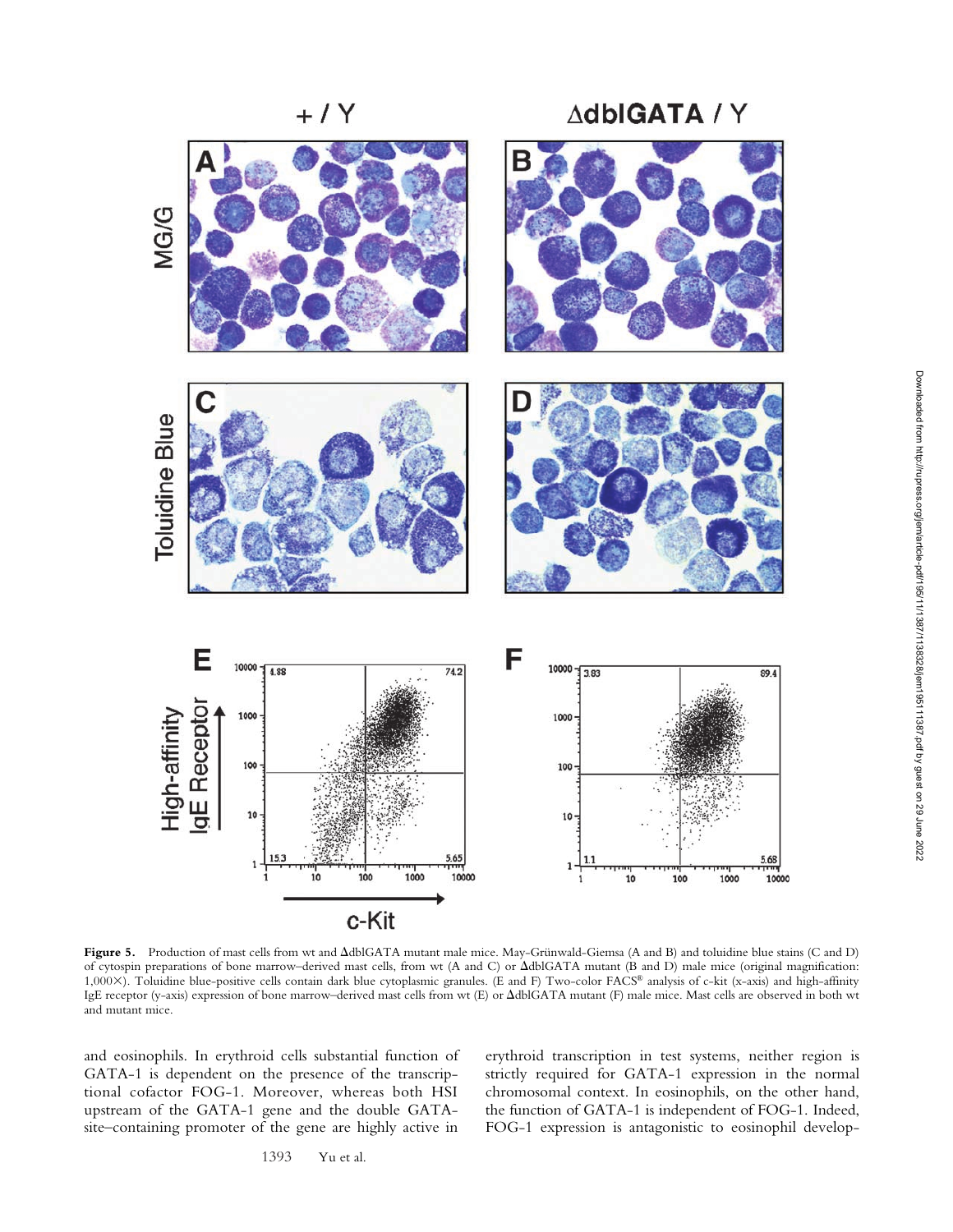+ / Y

ΔdblGATA / Y

MG/G

Toluidine Blue

High-affinity IgE Receptor

c-Kit

E: 4.88, 74.2, 15.3, 5.65

F: 3.83, 89.4, 1.1, 5.68

**Figure 5.** Production of mast cells from wt and ΔdblGATA mutant male mice. May-Grünwald-Giemsa (A and B) and toluidine blue stains (C and D) of cytospin preparations of bone marrow–derived mast cells, from wt (A and C) or ΔdblGATA mutant (B and D) male mice (original magnification: 1,000×). Toluidine blue-positive cells contain dark blue cytoplasmic granules. (E and F) Two-color FACS® analysis of c-kit (x-axis) and high-affinity IgE receptor (y-axis) expression of bone marrow–derived mast cells from wt (E) or ΔdblGATA mutant (F) male mice. Mast cells are observed in both wt and mutant mice.

and eosinophils. In erythroid cells substantial function of GATA-1 is dependent on the presence of the transcriptional cofactor FOG-1. Moreover, whereas both HSI upstream of the GATA-1 gene and the double GATA-site–containing promoter of the gene are highly active in erythroid transcription in test systems, neither region is strictly required for GATA-1 expression in the normal chromosomal context. In eosinophils, on the other hand, the function of GATA-1 is independent of FOG-1. Indeed, FOG-1 expression is antagonistic to eosinophil develop-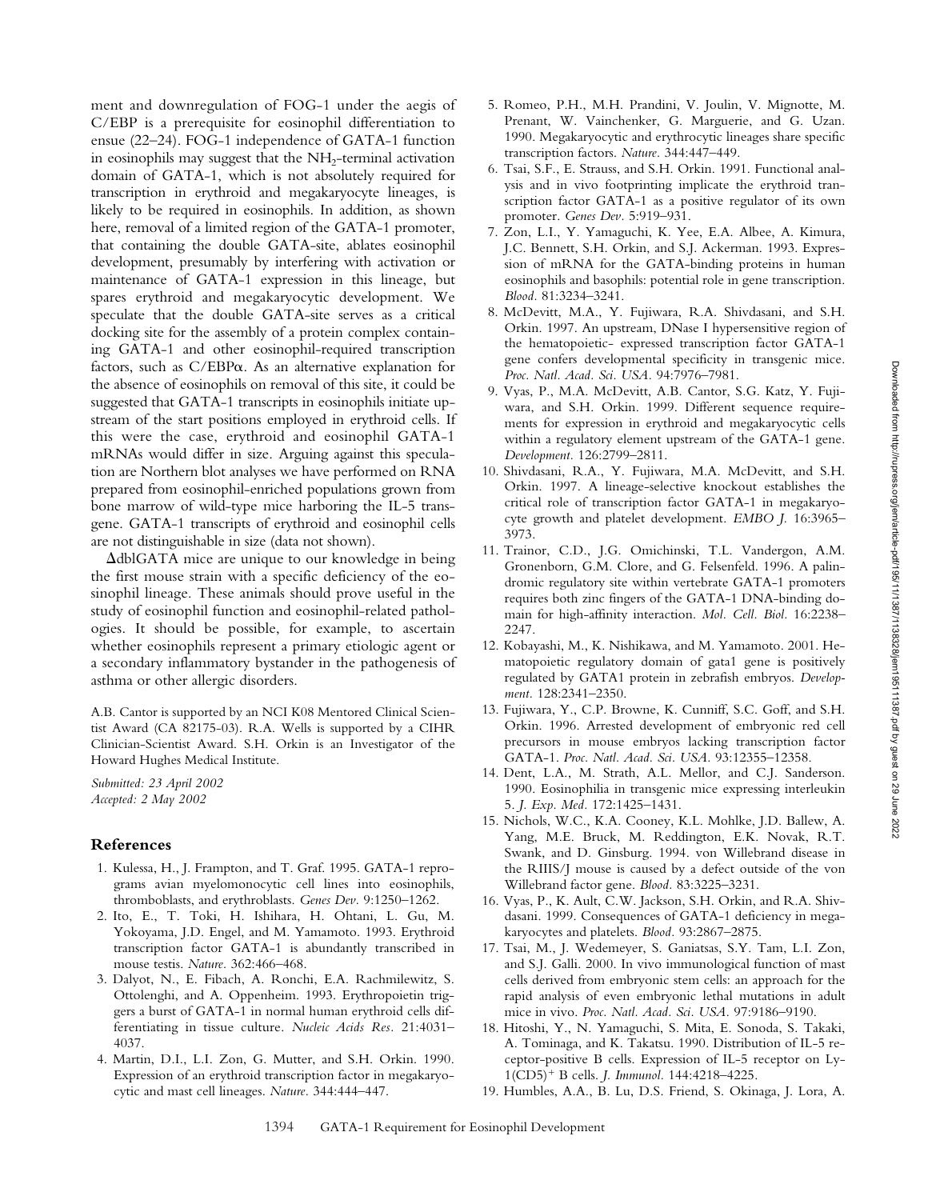ment and downregulation of FOG-1 under the aegis of C/EBP is a prerequisite for eosinophil differentiation to ensue (22–24). FOG-1 independence of GATA-1 function in eosinophils may suggest that the $NH_2$-terminal activation domain of GATA-1, which is not absolutely required for transcription in erythroid and megakaryocyte lineages, is likely to be required in eosinophils. In addition, as shown here, removal of a limited region of the GATA-1 promoter, that containing the double GATA-site, ablates eosinophil development, presumably by interfering with activation or maintenance of GATA-1 expression in this lineage, but spares erythroid and megakaryocytic development. We speculate that the double GATA-site serves as a critical docking site for the assembly of a protein complex containing GATA-1 and other eosinophil-required transcription factors, such as C/EBPα. As an alternative explanation for the absence of eosinophils on removal of this site, it could be suggested that GATA-1 transcripts in eosinophils initiate upstream of the start positions employed in erythroid cells. If this were the case, erythroid and eosinophil GATA-1 mRNAs would differ in size. Arguing against this speculation are Northern blot analyses we have performed on RNA prepared from eosinophil-enriched populations grown from bone marrow of wild-type mice harboring the IL-5 transgene. GATA-1 transcripts of erythroid and eosinophil cells are not distinguishable in size (data not shown).

ΔdblGATA mice are unique to our knowledge in being the first mouse strain with a specific deficiency of the eosinophil lineage. These animals should prove useful in the study of eosinophil function and eosinophil-related pathologies. It should be possible, for example, to ascertain whether eosinophils represent a primary etiologic agent or a secondary inflammatory bystander in the pathogenesis of asthma or other allergic disorders.

A.B. Cantor is supported by an NCI K08 Mentored Clinical Scientist Award (CA 82175-03). R.A. Wells is supported by a CIHR Clinician-Scientist Award. S.H. Orkin is an Investigator of the Howard Hughes Medical Institute.

*Submitted: 23 April 2002*
*Accepted: 2 May 2002*

## References

1. Kulessa, H., J. Frampton, and T. Graf. 1995. GATA-1 reprograms avian myelomonocytic cell lines into eosinophils, thromboblasts, and erythroblasts. *Genes Dev.* 9:1250–1262.
2. Ito, E., T. Toki, H. Ishihara, H. Ohtani, L. Gu, M. Yokoyama, J.D. Engel, and M. Yamamoto. 1993. Erythroid transcription factor GATA-1 is abundantly transcribed in mouse testis. *Nature.* 362:466–468.
3. Dalyot, N., E. Fibach, A. Ronchi, E.A. Rachmilewitz, S. Ottolenghi, and A. Oppenheim. 1993. Erythropoietin triggers a burst of GATA-1 in normal human erythroid cells differentiating in tissue culture. *Nucleic Acids Res.* 21:4031–4037.
4. Martin, D.I., L.I. Zon, G. Mutter, and S.H. Orkin. 1990. Expression of an erythroid transcription factor in megakaryocytic and mast cell lineages. *Nature.* 344:444–447.
5. Romeo, P.H., M.H. Prandini, V. Joulin, V. Mignotte, M. Prenant, W. Vainchenker, G. Marguerie, and G. Uzan. 1990. Megakaryocytic and erythrocytic lineages share specific transcription factors. *Nature.* 344:447–449.
6. Tsai, S.F., E. Strauss, and S.H. Orkin. 1991. Functional analysis and in vivo footprinting implicate the erythroid transcription factor GATA-1 as a positive regulator of its own promoter. *Genes Dev.* 5:919–931.
7. Zon, L.I., Y. Yamaguchi, K. Yee, E.A. Albee, A. Kimura, J.C. Bennett, S.H. Orkin, and S.J. Ackerman. 1993. Expression of mRNA for the GATA-binding proteins in human eosinophils and basophils: potential role in gene transcription. *Blood.* 81:3234–3241.
8. McDevitt, M.A., Y. Fujiwara, R.A. Shivdasani, and S.H. Orkin. 1997. An upstream, DNase I hypersensitive region of the hematopoietic- expressed transcription factor GATA-1 gene confers developmental specificity in transgenic mice. *Proc. Natl. Acad. Sci. USA.* 94:7976–7981.
9. Vyas, P., M.A. McDevitt, A.B. Cantor, S.G. Katz, Y. Fujiwara, and S.H. Orkin. 1999. Different sequence requirements for expression in erythroid and megakaryocytic cells within a regulatory element upstream of the GATA-1 gene. *Development.* 126:2799–2811.
10. Shivdasani, R.A., Y. Fujiwara, M.A. McDevitt, and S.H. Orkin. 1997. A lineage-selective knockout establishes the critical role of transcription factor GATA-1 in megakaryocyte growth and platelet development. *EMBO J.* 16:3965–3973.
11. Trainor, C.D., J.G. Omichinski, T.L. Vandergon, A.M. Gronenborn, G.M. Clore, and G. Felsenfeld. 1996. A palindromic regulatory site within vertebrate GATA-1 promoters requires both zinc fingers of the GATA-1 DNA-binding domain for high-affinity interaction. *Mol. Cell. Biol.* 16:2238–2247.
12. Kobayashi, M., K. Nishikawa, and M. Yamamoto. 2001. Hematopoietic regulatory domain of gata1 gene is positively regulated by GATA1 protein in zebrafish embryos. *Development.* 128:2341–2350.
13. Fujiwara, Y., C.P. Browne, K. Cunniff, S.C. Goff, and S.H. Orkin. 1996. Arrested development of embryonic red cell precursors in mouse embryos lacking transcription factor GATA-1. *Proc. Natl. Acad. Sci. USA.* 93:12355–12358.
14. Dent, L.A., M. Strath, A.L. Mellor, and C.J. Sanderson. 1990. Eosinophilia in transgenic mice expressing interleukin 5. *J. Exp. Med.* 172:1425–1431.
15. Nichols, W.C., K.A. Cooney, K.L. Mohlke, J.D. Ballew, A. Yang, M.E. Bruck, M. Reddington, E.K. Novak, R.T. Swank, and D. Ginsburg. 1994. von Willebrand disease in the RIIIS/J mouse is caused by a defect outside of the von Willebrand factor gene. *Blood.* 83:3225–3231.
16. Vyas, P., K. Ault, C.W. Jackson, S.H. Orkin, and R.A. Shivdasani. 1999. Consequences of GATA-1 deficiency in megakaryocytes and platelets. *Blood.* 93:2867–2875.
17. Tsai, M., J. Wedemeyer, S. Ganiatsas, S.Y. Tam, L.I. Zon, and S.J. Galli. 2000. In vivo immunological function of mast cells derived from embryonic stem cells: an approach for the rapid analysis of even embryonic lethal mutations in adult mice in vivo. *Proc. Natl. Acad. Sci. USA.* 97:9186–9190.
18. Hitoshi, Y., N. Yamaguchi, S. Mita, E. Sonoda, S. Takaki, A. Tominaga, and K. Takatsu. 1990. Distribution of IL-5 receptor-positive B cells. Expression of IL-5 receptor on Ly-1(CD5)$^+$ B cells. *J. Immunol.* 144:4218–4225.
19. Humbles, A.A., B. Lu, D.S. Friend, S. Okinaga, J. Lora, A.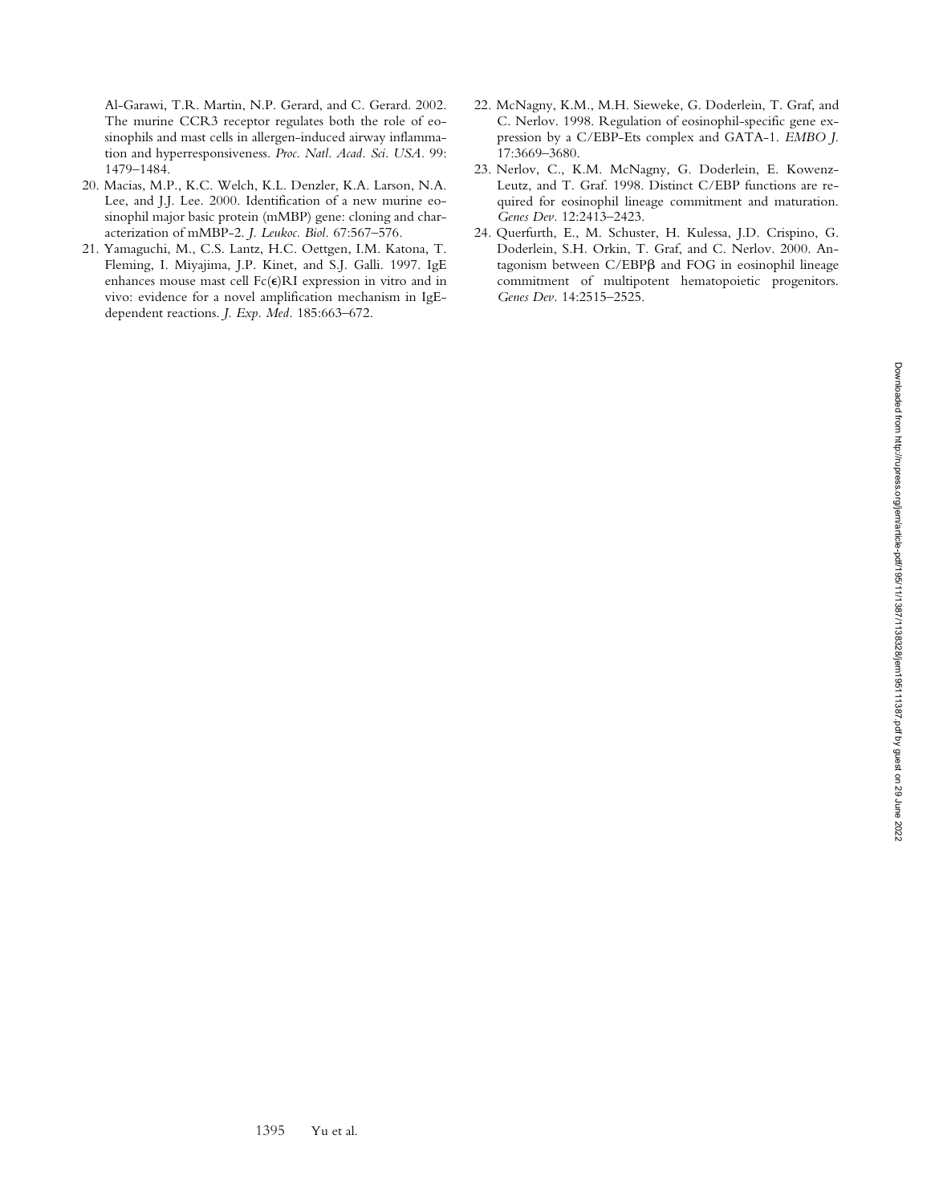Al-Garawi, T.R. Martin, N.P. Gerard, and C. Gerard. 2002. The murine CCR3 receptor regulates both the role of eosinophils and mast cells in allergen-induced airway inflammation and hyperresponsiveness. *Proc. Natl. Acad. Sci. USA*. 99: 1479–1484.

20. Macias, M.P., K.C. Welch, K.L. Denzler, K.A. Larson, N.A. Lee, and J.J. Lee. 2000. Identification of a new murine eosinophil major basic protein (mMBP) gene: cloning and characterization of mMBP-2. *J. Leukoc. Biol.* 67:567–576.
21. Yamaguchi, M., C.S. Lantz, H.C. Oettgen, I.M. Katona, T. Fleming, I. Miyajima, J.P. Kinet, and S.J. Galli. 1997. IgE enhances mouse mast cell Fc(ϵ)RI expression in vitro and in vivo: evidence for a novel amplification mechanism in IgE-dependent reactions. *J. Exp. Med.* 185:663–672.
22. McNagny, K.M., M.H. Sieweke, G. Doderlein, T. Graf, and C. Nerlov. 1998. Regulation of eosinophil-specific gene expression by a C/EBP-Ets complex and GATA-1. *EMBO J.* 17:3669–3680.
23. Nerlov, C., K.M. McNagny, G. Doderlein, E. Kowenz-Leutz, and T. Graf. 1998. Distinct C/EBP functions are required for eosinophil lineage commitment and maturation. *Genes Dev.* 12:2413–2423.
24. Querfurth, E., M. Schuster, H. Kulessa, J.D. Crispino, G. Doderlein, S.H. Orkin, T. Graf, and C. Nerlov. 2000. Antagonism between C/EBPβ and FOG in eosinophil lineage commitment of multipotent hematopoietic progenitors. *Genes Dev.* 14:2515–2525.